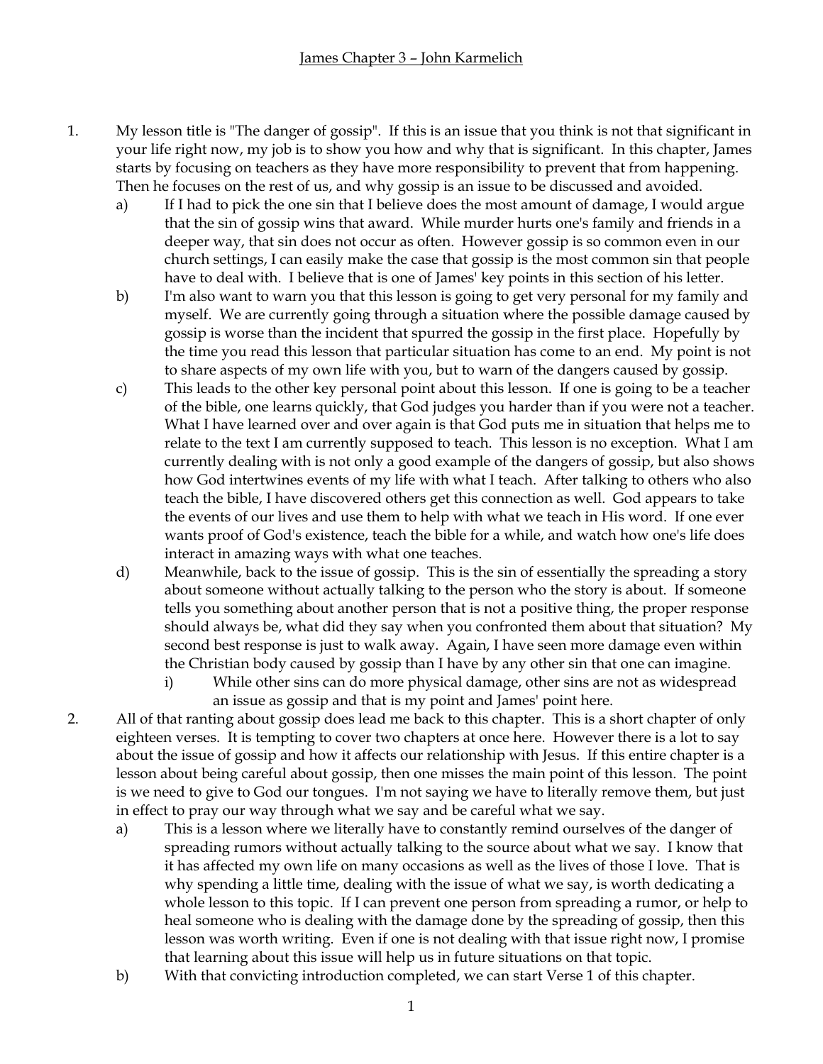James Chapter 3 – John Karmelich

1. My lesson title is "The danger of gossip". If this is an issue that you think is not that significant in your life right now, my job is to show you how and why that is significant. In this chapter, James starts by focusing on teachers as they have more responsibility to prevent that from happening. Then he focuses on the rest of us, and why gossip is an issue to be discussed and avoided.
   a) If I had to pick the one sin that I believe does the most amount of damage, I would argue that the sin of gossip wins that award. While murder hurts one's family and friends in a deeper way, that sin does not occur as often. However gossip is so common even in our church settings, I can easily make the case that gossip is the most common sin that people have to deal with. I believe that is one of James' key points in this section of his letter.
   b) I'm also want to warn you that this lesson is going to get very personal for my family and myself. We are currently going through a situation where the possible damage caused by gossip is worse than the incident that spurred the gossip in the first place. Hopefully by the time you read this lesson that particular situation has come to an end. My point is not to share aspects of my own life with you, but to warn of the dangers caused by gossip.
   c) This leads to the other key personal point about this lesson. If one is going to be a teacher of the bible, one learns quickly, that God judges you harder than if you were not a teacher. What I have learned over and over again is that God puts me in situation that helps me to relate to the text I am currently supposed to teach. This lesson is no exception. What I am currently dealing with is not only a good example of the dangers of gossip, but also shows how God intertwines events of my life with what I teach. After talking to others who also teach the bible, I have discovered others get this connection as well. God appears to take the events of our lives and use them to help with what we teach in His word. If one ever wants proof of God's existence, teach the bible for a while, and watch how one's life does interact in amazing ways with what one teaches.
   d) Meanwhile, back to the issue of gossip. This is the sin of essentially the spreading a story about someone without actually talking to the person who the story is about. If someone tells you something about another person that is not a positive thing, the proper response should always be, what did they say when you confronted them about that situation? My second best response is just to walk away. Again, I have seen more damage even within the Christian body caused by gossip than I have by any other sin that one can imagine.
      i) While other sins can do more physical damage, other sins are not as widespread an issue as gossip and that is my point and James' point here.
2. All of that ranting about gossip does lead me back to this chapter. This is a short chapter of only eighteen verses. It is tempting to cover two chapters at once here. However there is a lot to say about the issue of gossip and how it affects our relationship with Jesus. If this entire chapter is a lesson about being careful about gossip, then one misses the main point of this lesson. The point is we need to give to God our tongues. I'm not saying we have to literally remove them, but just in effect to pray our way through what we say and be careful what we say.
   a) This is a lesson where we literally have to constantly remind ourselves of the danger of spreading rumors without actually talking to the source about what we say. I know that it has affected my own life on many occasions as well as the lives of those I love. That is why spending a little time, dealing with the issue of what we say, is worth dedicating a whole lesson to this topic. If I can prevent one person from spreading a rumor, or help to heal someone who is dealing with the damage done by the spreading of gossip, then this lesson was worth writing. Even if one is not dealing with that issue right now, I promise that learning about this issue will help us in future situations on that topic.
   b) With that convicting introduction completed, we can start Verse 1 of this chapter.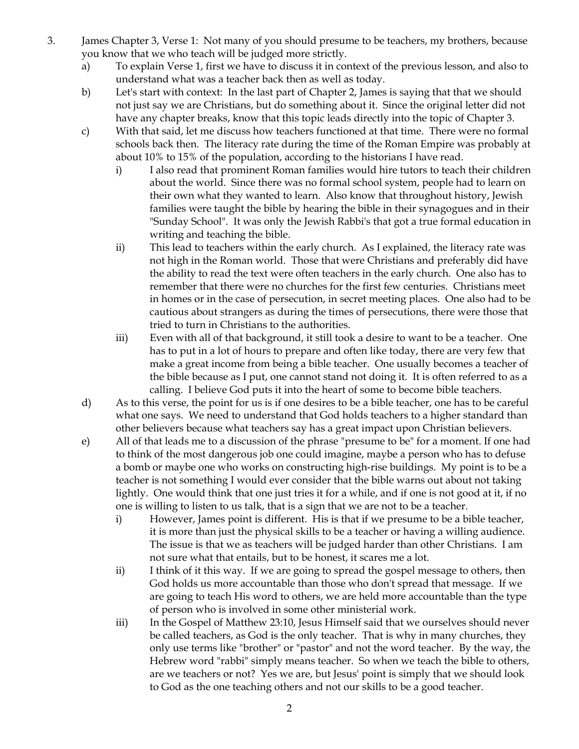3. James Chapter 3, Verse 1: Not many of you should presume to be teachers, my brothers, because you know that we who teach will be judged more strictly.

   a) To explain Verse 1, first we have to discuss it in context of the previous lesson, and also to understand what was a teacher back then as well as today.

   b) Let's start with context: In the last part of Chapter 2, James is saying that that we should not just say we are Christians, but do something about it. Since the original letter did not have any chapter breaks, know that this topic leads directly into the topic of Chapter 3.

   c) With that said, let me discuss how teachers functioned at that time. There were no formal schools back then. The literacy rate during the time of the Roman Empire was probably at about 10% to 15% of the population, according to the historians I have read.

      i) I also read that prominent Roman families would hire tutors to teach their children about the world. Since there was no formal school system, people had to learn on their own what they wanted to learn. Also know that throughout history, Jewish families were taught the bible by hearing the bible in their synagogues and in their "Sunday School". It was only the Jewish Rabbi's that got a true formal education in writing and teaching the bible.

      ii) This lead to teachers within the early church. As I explained, the literacy rate was not high in the Roman world. Those that were Christians and preferably did have the ability to read the text were often teachers in the early church. One also has to remember that there were no churches for the first few centuries. Christians meet in homes or in the case of persecution, in secret meeting places. One also had to be cautious about strangers as during the times of persecutions, there were those that tried to turn in Christians to the authorities.

      iii) Even with all of that background, it still took a desire to want to be a teacher. One has to put in a lot of hours to prepare and often like today, there are very few that make a great income from being a bible teacher. One usually becomes a teacher of the bible because as I put, one cannot stand not doing it. It is often referred to as a calling. I believe God puts it into the heart of some to become bible teachers.

   d) As to this verse, the point for us is if one desires to be a bible teacher, one has to be careful what one says. We need to understand that God holds teachers to a higher standard than other believers because what teachers say has a great impact upon Christian believers.

   e) All of that leads me to a discussion of the phrase "presume to be" for a moment. If one had to think of the most dangerous job one could imagine, maybe a person who has to defuse a bomb or maybe one who works on constructing high-rise buildings. My point is to be a teacher is not something I would ever consider that the bible warns out about not taking lightly. One would think that one just tries it for a while, and if one is not good at it, if no one is willing to listen to us talk, that is a sign that we are not to be a teacher.

      i) However, James point is different. His is that if we presume to be a bible teacher, it is more than just the physical skills to be a teacher or having a willing audience. The issue is that we as teachers will be judged harder than other Christians. I am not sure what that entails, but to be honest, it scares me a lot.

      ii) I think of it this way. If we are going to spread the gospel message to others, then God holds us more accountable than those who don't spread that message. If we are going to teach His word to others, we are held more accountable than the type of person who is involved in some other ministerial work.

      iii) In the Gospel of Matthew 23:10, Jesus Himself said that we ourselves should never be called teachers, as God is the only teacher. That is why in many churches, they only use terms like "brother" or "pastor" and not the word teacher. By the way, the Hebrew word "rabbi" simply means teacher. So when we teach the bible to others, are we teachers or not? Yes we are, but Jesus' point is simply that we should look to God as the one teaching others and not our skills to be a good teacher.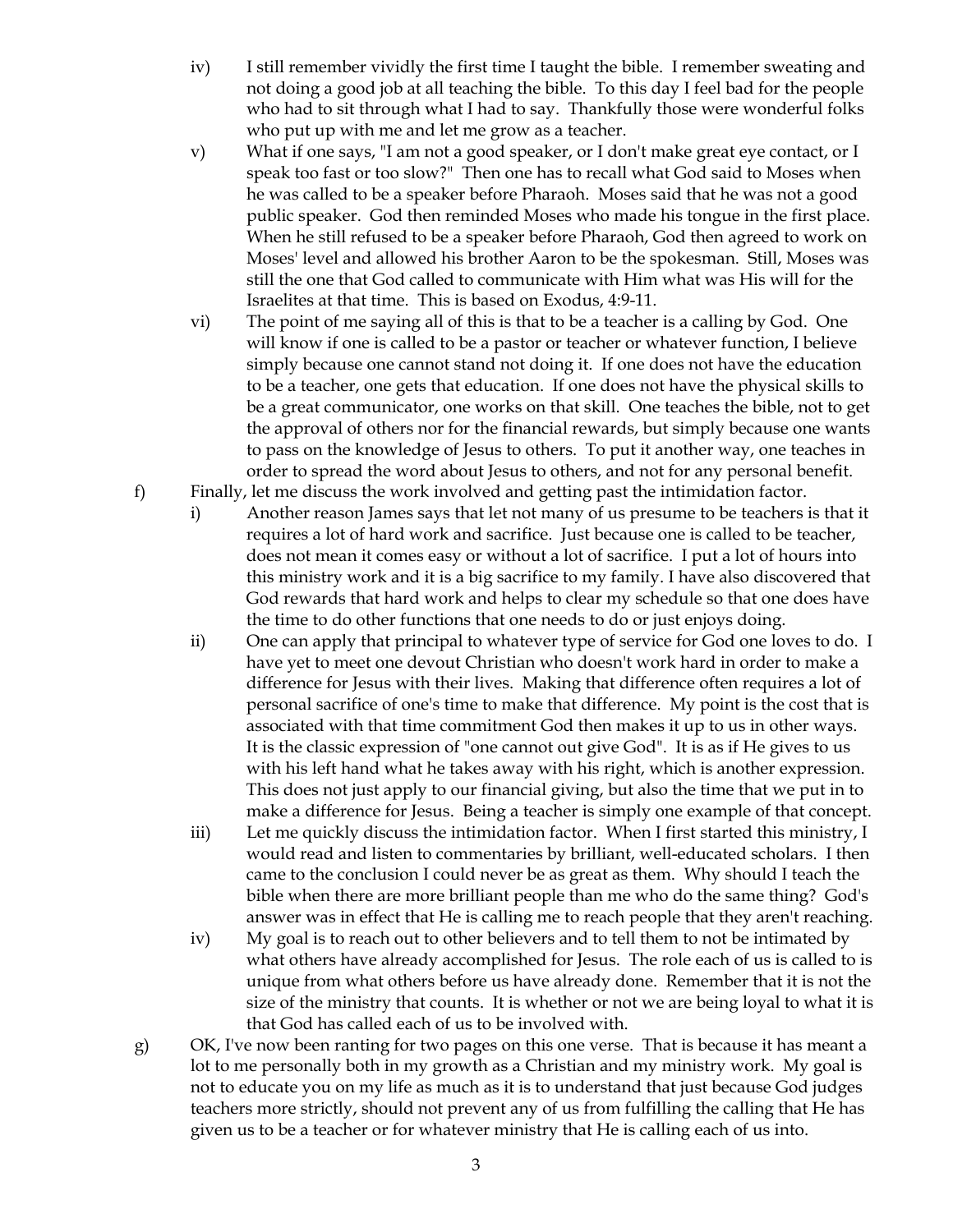- iv) I still remember vividly the first time I taught the bible. I remember sweating and not doing a good job at all teaching the bible. To this day I feel bad for the people who had to sit through what I had to say. Thankfully those were wonderful folks who put up with me and let me grow as a teacher.
- v) What if one says, "I am not a good speaker, or I don't make great eye contact, or I speak too fast or too slow?" Then one has to recall what God said to Moses when he was called to be a speaker before Pharaoh. Moses said that he was not a good public speaker. God then reminded Moses who made his tongue in the first place. When he still refused to be a speaker before Pharaoh, God then agreed to work on Moses' level and allowed his brother Aaron to be the spokesman. Still, Moses was still the one that God called to communicate with Him what was His will for the Israelites at that time. This is based on Exodus, 4:9-11.
- vi) The point of me saying all of this is that to be a teacher is a calling by God. One will know if one is called to be a pastor or teacher or whatever function, I believe simply because one cannot stand not doing it. If one does not have the education to be a teacher, one gets that education. If one does not have the physical skills to be a great communicator, one works on that skill. One teaches the bible, not to get the approval of others nor for the financial rewards, but simply because one wants to pass on the knowledge of Jesus to others. To put it another way, one teaches in order to spread the word about Jesus to others, and not for any personal benefit.

f) Finally, let me discuss the work involved and getting past the intimidation factor.

- i) Another reason James says that let not many of us presume to be teachers is that it requires a lot of hard work and sacrifice. Just because one is called to be teacher, does not mean it comes easy or without a lot of sacrifice. I put a lot of hours into this ministry work and it is a big sacrifice to my family. I have also discovered that God rewards that hard work and helps to clear my schedule so that one does have the time to do other functions that one needs to do or just enjoys doing.
- ii) One can apply that principal to whatever type of service for God one loves to do. I have yet to meet one devout Christian who doesn't work hard in order to make a difference for Jesus with their lives. Making that difference often requires a lot of personal sacrifice of one's time to make that difference. My point is the cost that is associated with that time commitment God then makes it up to us in other ways. It is the classic expression of "one cannot out give God". It is as if He gives to us with his left hand what he takes away with his right, which is another expression. This does not just apply to our financial giving, but also the time that we put in to make a difference for Jesus. Being a teacher is simply one example of that concept.
- iii) Let me quickly discuss the intimidation factor. When I first started this ministry, I would read and listen to commentaries by brilliant, well-educated scholars. I then came to the conclusion I could never be as great as them. Why should I teach the bible when there are more brilliant people than me who do the same thing? God's answer was in effect that He is calling me to reach people that they aren't reaching.
- iv) My goal is to reach out to other believers and to tell them to not be intimated by what others have already accomplished for Jesus. The role each of us is called to is unique from what others before us have already done. Remember that it is not the size of the ministry that counts. It is whether or not we are being loyal to what it is that God has called each of us to be involved with.

g) OK, I've now been ranting for two pages on this one verse. That is because it has meant a lot to me personally both in my growth as a Christian and my ministry work. My goal is not to educate you on my life as much as it is to understand that just because God judges teachers more strictly, should not prevent any of us from fulfilling the calling that He has given us to be a teacher or for whatever ministry that He is calling each of us into.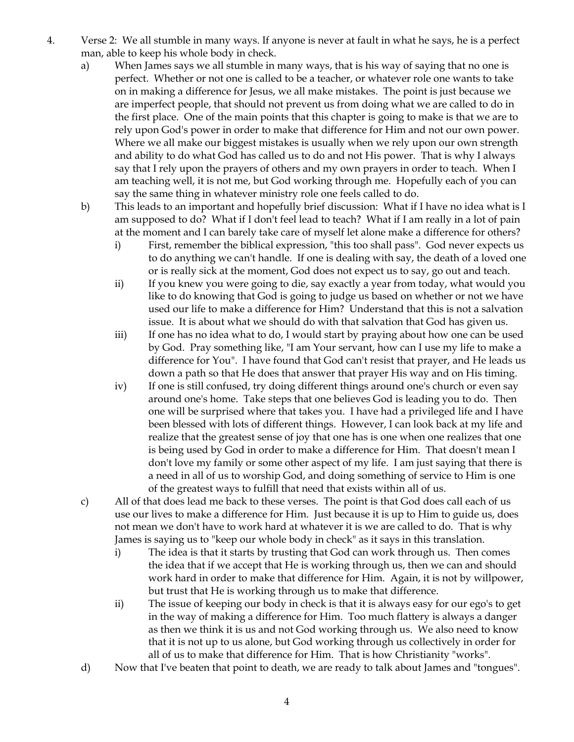4. Verse 2: We all stumble in many ways. If anyone is never at fault in what he says, he is a perfect man, able to keep his whole body in check.

   a) When James says we all stumble in many ways, that is his way of saying that no one is perfect. Whether or not one is called to be a teacher, or whatever role one wants to take on in making a difference for Jesus, we all make mistakes. The point is just because we are imperfect people, that should not prevent us from doing what we are called to do in the first place. One of the main points that this chapter is going to make is that we are to rely upon God's power in order to make that difference for Him and not our own power. Where we all make our biggest mistakes is usually when we rely upon our own strength and ability to do what God has called us to do and not His power. That is why I always say that I rely upon the prayers of others and my own prayers in order to teach. When I am teaching well, it is not me, but God working through me. Hopefully each of you can say the same thing in whatever ministry role one feels called to do.

   b) This leads to an important and hopefully brief discussion: What if I have no idea what is I am supposed to do? What if I don't feel lead to teach? What if I am really in a lot of pain at the moment and I can barely take care of myself let alone make a difference for others?

      i) First, remember the biblical expression, "this too shall pass". God never expects us to do anything we can't handle. If one is dealing with say, the death of a loved one or is really sick at the moment, God does not expect us to say, go out and teach.

      ii) If you knew you were going to die, say exactly a year from today, what would you like to do knowing that God is going to judge us based on whether or not we have used our life to make a difference for Him? Understand that this is not a salvation issue. It is about what we should do with that salvation that God has given us.

      iii) If one has no idea what to do, I would start by praying about how one can be used by God. Pray something like, "I am Your servant, how can I use my life to make a difference for You". I have found that God can't resist that prayer, and He leads us down a path so that He does that answer that prayer His way and on His timing.

      iv) If one is still confused, try doing different things around one's church or even say around one's home. Take steps that one believes God is leading you to do. Then one will be surprised where that takes you. I have had a privileged life and I have been blessed with lots of different things. However, I can look back at my life and realize that the greatest sense of joy that one has is one when one realizes that one is being used by God in order to make a difference for Him. That doesn't mean I don't love my family or some other aspect of my life. I am just saying that there is a need in all of us to worship God, and doing something of service to Him is one of the greatest ways to fulfill that need that exists within all of us.

   c) All of that does lead me back to these verses. The point is that God does call each of us use our lives to make a difference for Him. Just because it is up to Him to guide us, does not mean we don't have to work hard at whatever it is we are called to do. That is why James is saying us to "keep our whole body in check" as it says in this translation.

      i) The idea is that it starts by trusting that God can work through us. Then comes the idea that if we accept that He is working through us, then we can and should work hard in order to make that difference for Him. Again, it is not by willpower, but trust that He is working through us to make that difference.

      ii) The issue of keeping our body in check is that it is always easy for our ego's to get in the way of making a difference for Him. Too much flattery is always a danger as then we think it is us and not God working through us. We also need to know that it is not up to us alone, but God working through us collectively in order for all of us to make that difference for Him. That is how Christianity "works".

   d) Now that I've beaten that point to death, we are ready to talk about James and "tongues".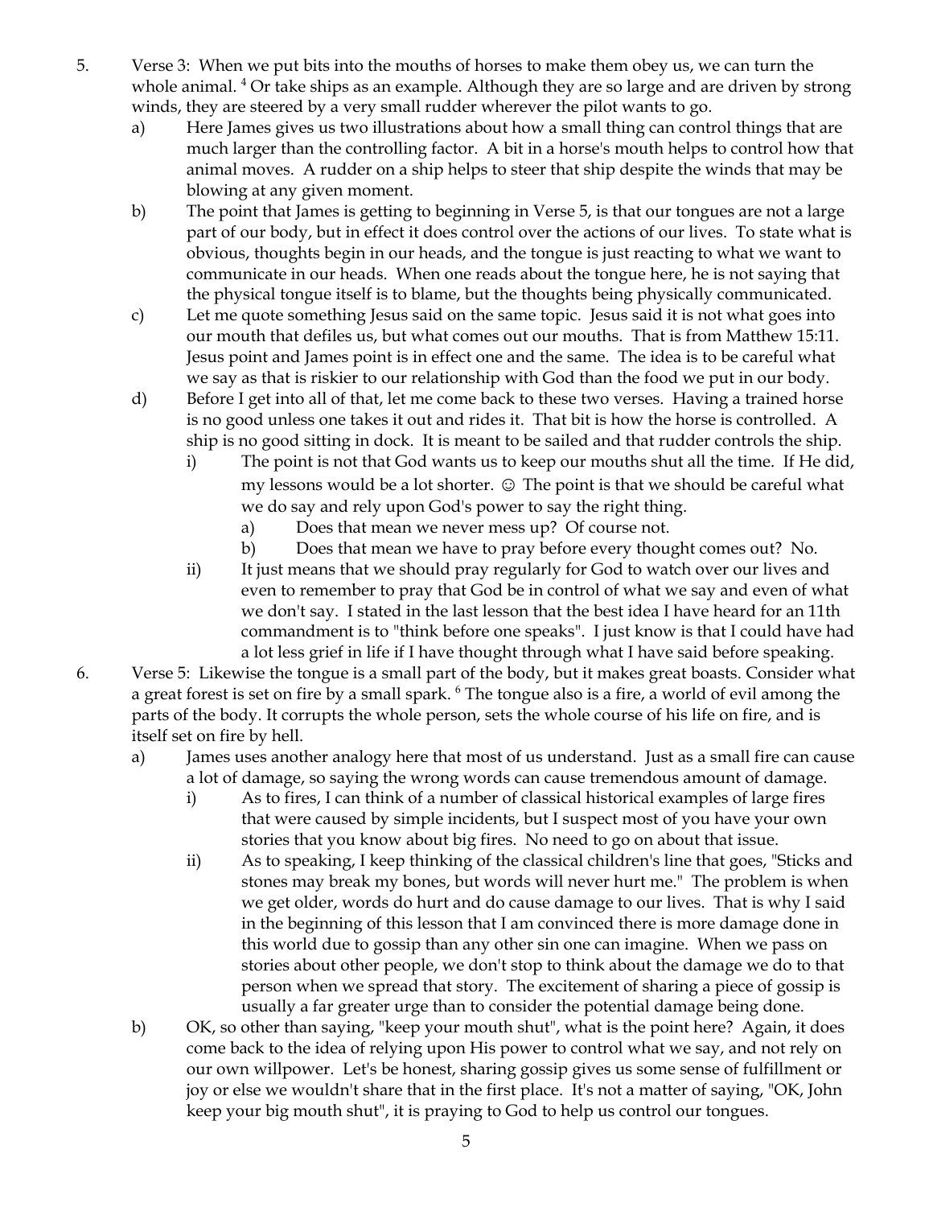5. Verse 3: When we put bits into the mouths of horses to make them obey us, we can turn the whole animal. [4] Or take ships as an example. Although they are so large and are driven by strong winds, they are steered by a very small rudder wherever the pilot wants to go.
   a) Here James gives us two illustrations about how a small thing can control things that are much larger than the controlling factor. A bit in a horse's mouth helps to control how that animal moves. A rudder on a ship helps to steer that ship despite the winds that may be blowing at any given moment.
   b) The point that James is getting to beginning in Verse 5, is that our tongues are not a large part of our body, but in effect it does control over the actions of our lives. To state what is obvious, thoughts begin in our heads, and the tongue is just reacting to what we want to communicate in our heads. When one reads about the tongue here, he is not saying that the physical tongue itself is to blame, but the thoughts being physically communicated.
   c) Let me quote something Jesus said on the same topic. Jesus said it is not what goes into our mouth that defiles us, but what comes out our mouths. That is from Matthew 15:11. Jesus point and James point is in effect one and the same. The idea is to be careful what we say as that is riskier to our relationship with God than the food we put in our body.
   d) Before I get into all of that, let me come back to these two verses. Having a trained horse is no good unless one takes it out and rides it. That bit is how the horse is controlled. A ship is no good sitting in dock. It is meant to be sailed and that rudder controls the ship.
      i) The point is not that God wants us to keep our mouths shut all the time. If He did, my lessons would be a lot shorter. ☺ The point is that we should be careful what we do say and rely upon God's power to say the right thing.
         a) Does that mean we never mess up? Of course not.
         b) Does that mean we have to pray before every thought comes out? No.
      ii) It just means that we should pray regularly for God to watch over our lives and even to remember to pray that God be in control of what we say and even of what we don't say. I stated in the last lesson that the best idea I have heard for an 11th commandment is to "think before one speaks". I just know is that I could have had a lot less grief in life if I have thought through what I have said before speaking.
6. Verse 5: Likewise the tongue is a small part of the body, but it makes great boasts. Consider what a great forest is set on fire by a small spark. [6] The tongue also is a fire, a world of evil among the parts of the body. It corrupts the whole person, sets the whole course of his life on fire, and is itself set on fire by hell.
   a) James uses another analogy here that most of us understand. Just as a small fire can cause a lot of damage, so saying the wrong words can cause tremendous amount of damage.
      i) As to fires, I can think of a number of classical historical examples of large fires that were caused by simple incidents, but I suspect most of you have your own stories that you know about big fires. No need to go on about that issue.
      ii) As to speaking, I keep thinking of the classical children's line that goes, "Sticks and stones may break my bones, but words will never hurt me." The problem is when we get older, words do hurt and do cause damage to our lives. That is why I said in the beginning of this lesson that I am convinced there is more damage done in this world due to gossip than any other sin one can imagine. When we pass on stories about other people, we don't stop to think about the damage we do to that person when we spread that story. The excitement of sharing a piece of gossip is usually a far greater urge than to consider the potential damage being done.
   b) OK, so other than saying, "keep your mouth shut", what is the point here? Again, it does come back to the idea of relying upon His power to control what we say, and not rely on our own willpower. Let's be honest, sharing gossip gives us some sense of fulfillment or joy or else we wouldn't share that in the first place. It's not a matter of saying, "OK, John keep your big mouth shut", it is praying to God to help us control our tongues.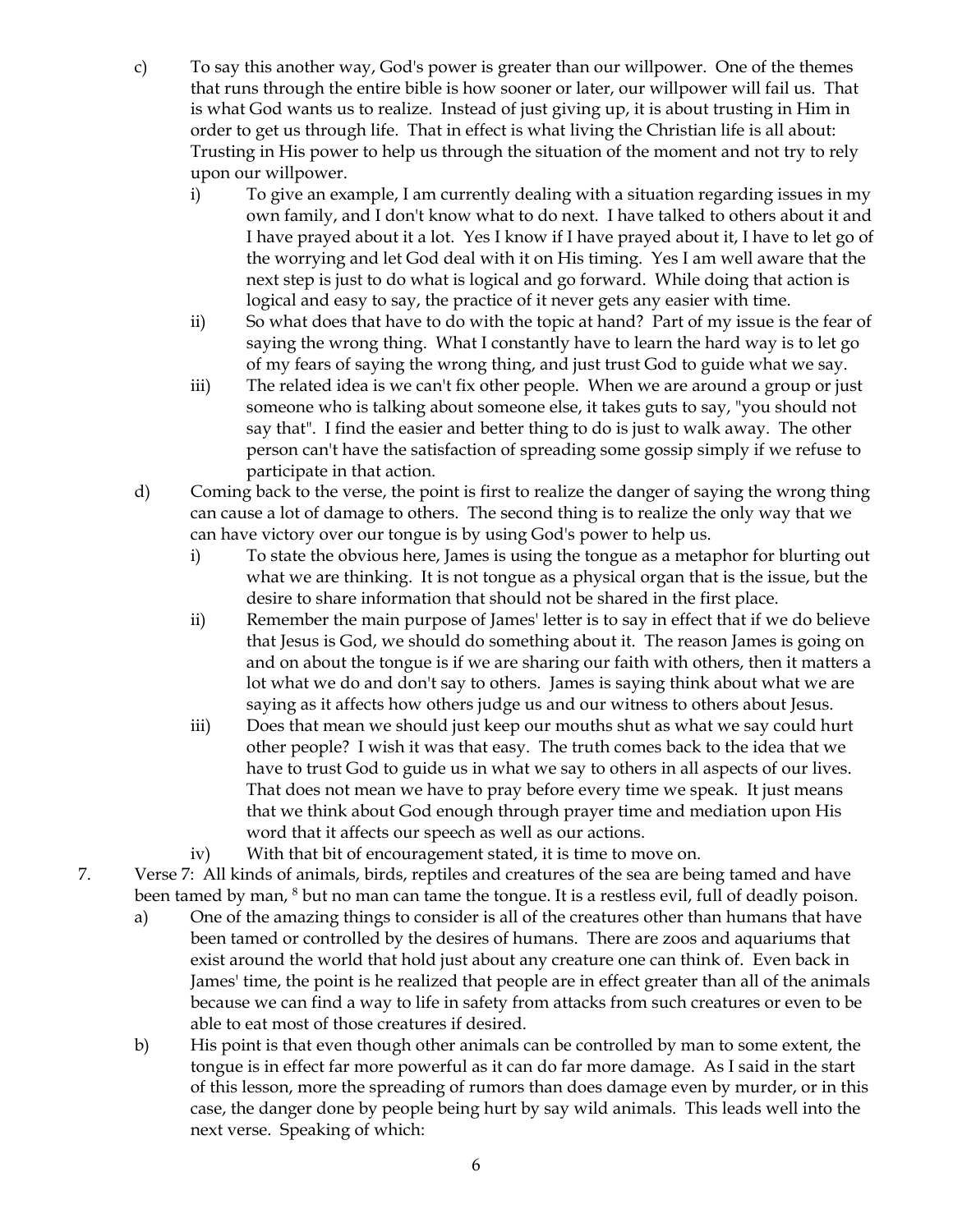c) To say this another way, God's power is greater than our willpower. One of the themes that runs through the entire bible is how sooner or later, our willpower will fail us. That is what God wants us to realize. Instead of just giving up, it is about trusting in Him in order to get us through life. That in effect is what living the Christian life is all about: Trusting in His power to help us through the situation of the moment and not try to rely upon our willpower.

   i) To give an example, I am currently dealing with a situation regarding issues in my own family, and I don't know what to do next. I have talked to others about it and I have prayed about it a lot. Yes I know if I have prayed about it, I have to let go of the worrying and let God deal with it on His timing. Yes I am well aware that the next step is just to do what is logical and go forward. While doing that action is logical and easy to say, the practice of it never gets any easier with time.

   ii) So what does that have to do with the topic at hand? Part of my issue is the fear of saying the wrong thing. What I constantly have to learn the hard way is to let go of my fears of saying the wrong thing, and just trust God to guide what we say.

   iii) The related idea is we can't fix other people. When we are around a group or just someone who is talking about someone else, it takes guts to say, "you should not say that". I find the easier and better thing to do is just to walk away. The other person can't have the satisfaction of spreading some gossip simply if we refuse to participate in that action.

d) Coming back to the verse, the point is first to realize the danger of saying the wrong thing can cause a lot of damage to others. The second thing is to realize the only way that we can have victory over our tongue is by using God's power to help us.

   i) To state the obvious here, James is using the tongue as a metaphor for blurting out what we are thinking. It is not tongue as a physical organ that is the issue, but the desire to share information that should not be shared in the first place.

   ii) Remember the main purpose of James' letter is to say in effect that if we do believe that Jesus is God, we should do something about it. The reason James is going on and on about the tongue is if we are sharing our faith with others, then it matters a lot what we do and don't say to others. James is saying think about what we are saying as it affects how others judge us and our witness to others about Jesus.

   iii) Does that mean we should just keep our mouths shut as what we say could hurt other people? I wish it was that easy. The truth comes back to the idea that we have to trust God to guide us in what we say to others in all aspects of our lives. That does not mean we have to pray before every time we speak. It just means that we think about God enough through prayer time and mediation upon His word that it affects our speech as well as our actions.

   iv) With that bit of encouragement stated, it is time to move on.

7. Verse 7: All kinds of animals, birds, reptiles and creatures of the sea are being tamed and have been tamed by man, [8] but no man can tame the tongue. It is a restless evil, full of deadly poison.

   a) One of the amazing things to consider is all of the creatures other than humans that have been tamed or controlled by the desires of humans. There are zoos and aquariums that exist around the world that hold just about any creature one can think of. Even back in James' time, the point is he realized that people are in effect greater than all of the animals because we can find a way to life in safety from attacks from such creatures or even to be able to eat most of those creatures if desired.

   b) His point is that even though other animals can be controlled by man to some extent, the tongue is in effect far more powerful as it can do far more damage. As I said in the start of this lesson, more the spreading of rumors than does damage even by murder, or in this case, the danger done by people being hurt by say wild animals. This leads well into the next verse. Speaking of which: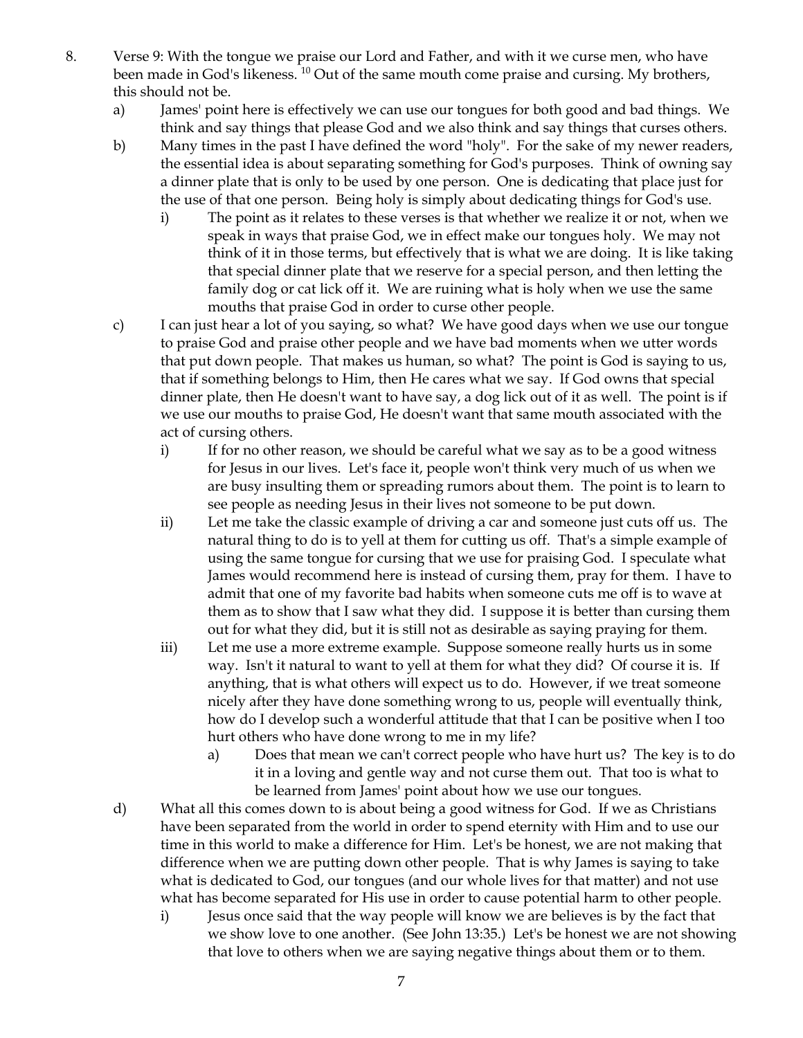8. Verse 9: With the tongue we praise our Lord and Father, and with it we curse men, who have been made in God's likeness. [10] Out of the same mouth come praise and cursing. My brothers, this should not be.

   a) James' point here is effectively we can use our tongues for both good and bad things. We think and say things that please God and we also think and say things that curses others.

   b) Many times in the past I have defined the word "holy". For the sake of my newer readers, the essential idea is about separating something for God's purposes. Think of owning say a dinner plate that is only to be used by one person. One is dedicating that place just for the use of that one person. Being holy is simply about dedicating things for God's use.

      i) The point as it relates to these verses is that whether we realize it or not, when we speak in ways that praise God, we in effect make our tongues holy. We may not think of it in those terms, but effectively that is what we are doing. It is like taking that special dinner plate that we reserve for a special person, and then letting the family dog or cat lick off it. We are ruining what is holy when we use the same mouths that praise God in order to curse other people.

   c) I can just hear a lot of you saying, so what? We have good days when we use our tongue to praise God and praise other people and we have bad moments when we utter words that put down people. That makes us human, so what? The point is God is saying to us, that if something belongs to Him, then He cares what we say. If God owns that special dinner plate, then He doesn't want to have say, a dog lick out of it as well. The point is if we use our mouths to praise God, He doesn't want that same mouth associated with the act of cursing others.

      i) If for no other reason, we should be careful what we say as to be a good witness for Jesus in our lives. Let's face it, people won't think very much of us when we are busy insulting them or spreading rumors about them. The point is to learn to see people as needing Jesus in their lives not someone to be put down.

      ii) Let me take the classic example of driving a car and someone just cuts off us. The natural thing to do is to yell at them for cutting us off. That's a simple example of using the same tongue for cursing that we use for praising God. I speculate what James would recommend here is instead of cursing them, pray for them. I have to admit that one of my favorite bad habits when someone cuts me off is to wave at them as to show that I saw what they did. I suppose it is better than cursing them out for what they did, but it is still not as desirable as saying praying for them.

      iii) Let me use a more extreme example. Suppose someone really hurts us in some way. Isn't it natural to want to yell at them for what they did? Of course it is. If anything, that is what others will expect us to do. However, if we treat someone nicely after they have done something wrong to us, people will eventually think, how do I develop such a wonderful attitude that that I can be positive when I too hurt others who have done wrong to me in my life?

         a) Does that mean we can't correct people who have hurt us? The key is to do it in a loving and gentle way and not curse them out. That too is what to be learned from James' point about how we use our tongues.

   d) What all this comes down to is about being a good witness for God. If we as Christians have been separated from the world in order to spend eternity with Him and to use our time in this world to make a difference for Him. Let's be honest, we are not making that difference when we are putting down other people. That is why James is saying to take what is dedicated to God, our tongues (and our whole lives for that matter) and not use what has become separated for His use in order to cause potential harm to other people.

      i) Jesus once said that the way people will know we are believes is by the fact that we show love to one another. (See John 13:35.) Let's be honest we are not showing that love to others when we are saying negative things about them or to them.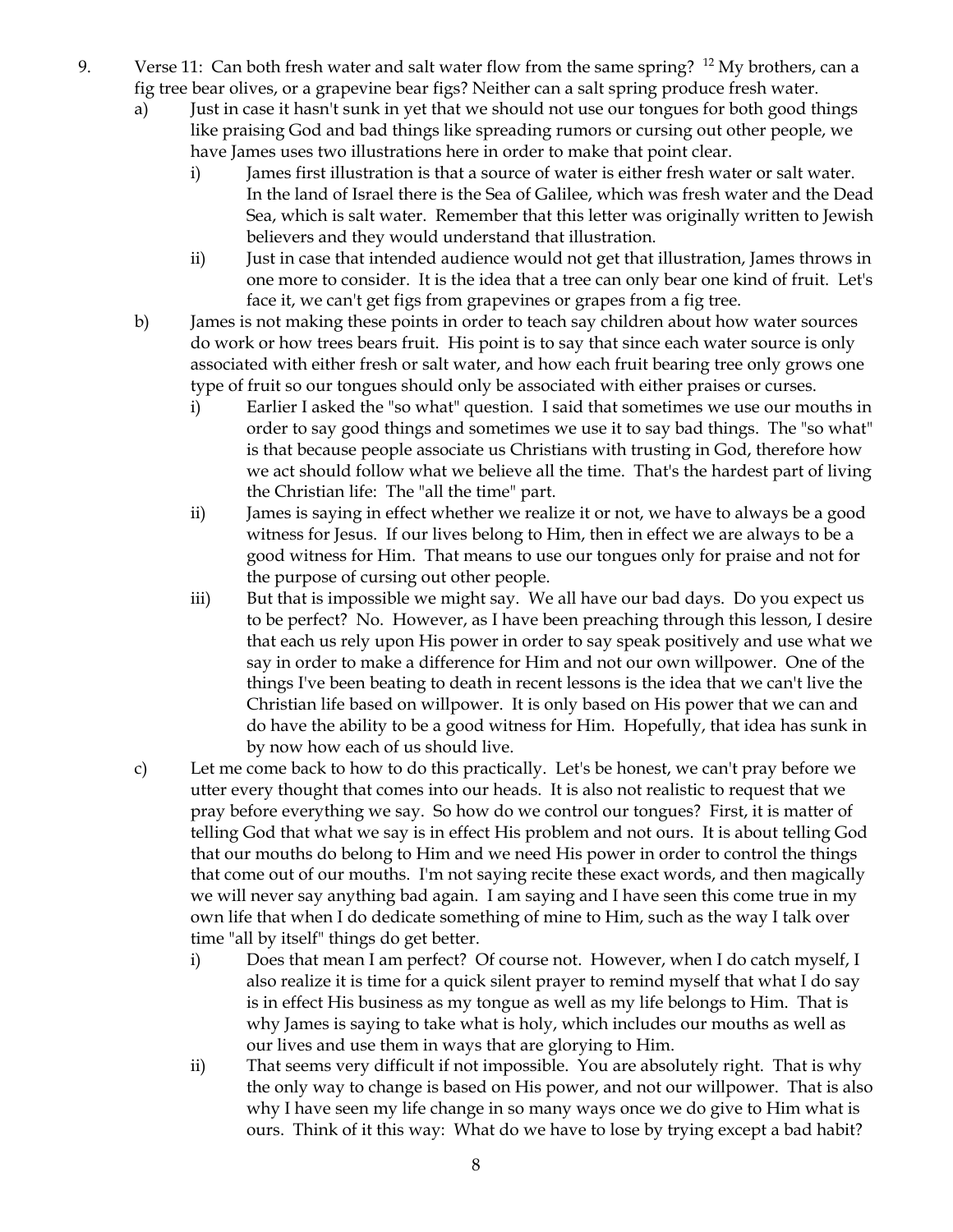9. Verse 11: Can both fresh water and salt water flow from the same spring? [12] My brothers, can a fig tree bear olives, or a grapevine bear figs? Neither can a salt spring produce fresh water.

   a) Just in case it hasn't sunk in yet that we should not use our tongues for both good things like praising God and bad things like spreading rumors or cursing out other people, we have James uses two illustrations here in order to make that point clear.

      i) James first illustration is that a source of water is either fresh water or salt water. In the land of Israel there is the Sea of Galilee, which was fresh water and the Dead Sea, which is salt water. Remember that this letter was originally written to Jewish believers and they would understand that illustration.

      ii) Just in case that intended audience would not get that illustration, James throws in one more to consider. It is the idea that a tree can only bear one kind of fruit. Let's face it, we can't get figs from grapevines or grapes from a fig tree.

   b) James is not making these points in order to teach say children about how water sources do work or how trees bears fruit. His point is to say that since each water source is only associated with either fresh or salt water, and how each fruit bearing tree only grows one type of fruit so our tongues should only be associated with either praises or curses.

      i) Earlier I asked the "so what" question. I said that sometimes we use our mouths in order to say good things and sometimes we use it to say bad things. The "so what" is that because people associate us Christians with trusting in God, therefore how we act should follow what we believe all the time. That's the hardest part of living the Christian life: The "all the time" part.

      ii) James is saying in effect whether we realize it or not, we have to always be a good witness for Jesus. If our lives belong to Him, then in effect we are always to be a good witness for Him. That means to use our tongues only for praise and not for the purpose of cursing out other people.

      iii) But that is impossible we might say. We all have our bad days. Do you expect us to be perfect? No. However, as I have been preaching through this lesson, I desire that each us rely upon His power in order to say speak positively and use what we say in order to make a difference for Him and not our own willpower. One of the things I've been beating to death in recent lessons is the idea that we can't live the Christian life based on willpower. It is only based on His power that we can and do have the ability to be a good witness for Him. Hopefully, that idea has sunk in by now how each of us should live.

   c) Let me come back to how to do this practically. Let's be honest, we can't pray before we utter every thought that comes into our heads. It is also not realistic to request that we pray before everything we say. So how do we control our tongues? First, it is matter of telling God that what we say is in effect His problem and not ours. It is about telling God that our mouths do belong to Him and we need His power in order to control the things that come out of our mouths. I'm not saying recite these exact words, and then magically we will never say anything bad again. I am saying and I have seen this come true in my own life that when I do dedicate something of mine to Him, such as the way I talk over time "all by itself" things do get better.

      i) Does that mean I am perfect? Of course not. However, when I do catch myself, I also realize it is time for a quick silent prayer to remind myself that what I do say is in effect His business as my tongue as well as my life belongs to Him. That is why James is saying to take what is holy, which includes our mouths as well as our lives and use them in ways that are glorying to Him.

      ii) That seems very difficult if not impossible. You are absolutely right. That is why the only way to change is based on His power, and not our willpower. That is also why I have seen my life change in so many ways once we do give to Him what is ours. Think of it this way: What do we have to lose by trying except a bad habit?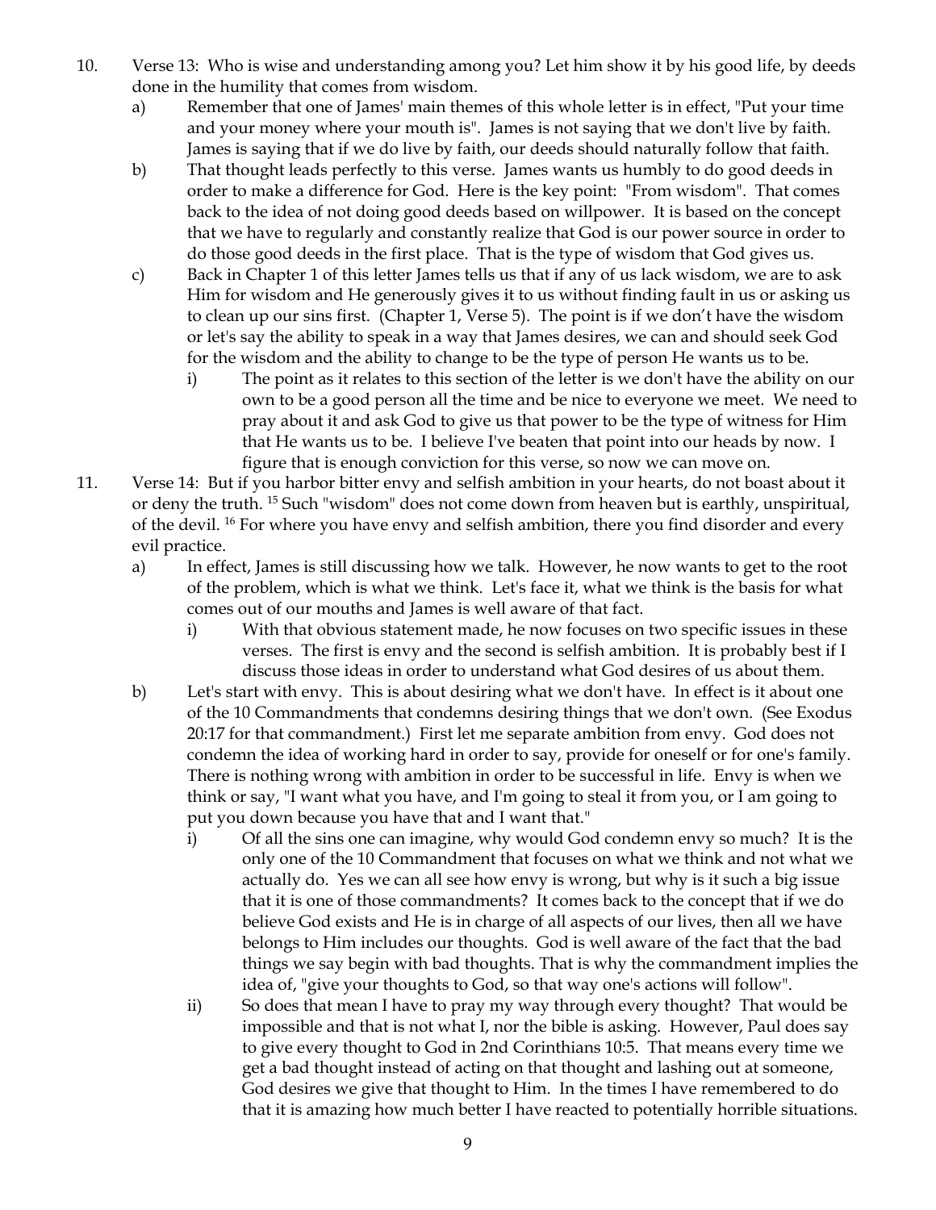10. Verse 13: Who is wise and understanding among you? Let him show it by his good life, by deeds done in the humility that comes from wisdom.
    a) Remember that one of James' main themes of this whole letter is in effect, "Put your time and your money where your mouth is". James is not saying that we don't live by faith. James is saying that if we do live by faith, our deeds should naturally follow that faith.
    b) That thought leads perfectly to this verse. James wants us humbly to do good deeds in order to make a difference for God. Here is the key point: "From wisdom". That comes back to the idea of not doing good deeds based on willpower. It is based on the concept that we have to regularly and constantly realize that God is our power source in order to do those good deeds in the first place. That is the type of wisdom that God gives us.
    c) Back in Chapter 1 of this letter James tells us that if any of us lack wisdom, we are to ask Him for wisdom and He generously gives it to us without finding fault in us or asking us to clean up our sins first. (Chapter 1, Verse 5). The point is if we don't have the wisdom or let's say the ability to speak in a way that James desires, we can and should seek God for the wisdom and the ability to change to be the type of person He wants us to be.
        i) The point as it relates to this section of the letter is we don't have the ability on our own to be a good person all the time and be nice to everyone we meet. We need to pray about it and ask God to give us that power to be the type of witness for Him that He wants us to be. I believe I've beaten that point into our heads by now. I figure that is enough conviction for this verse, so now we can move on.
11. Verse 14: But if you harbor bitter envy and selfish ambition in your hearts, do not boast about it or deny the truth. [15] Such "wisdom" does not come down from heaven but is earthly, unspiritual, of the devil. [16] For where you have envy and selfish ambition, there you find disorder and every evil practice.
    a) In effect, James is still discussing how we talk. However, he now wants to get to the root of the problem, which is what we think. Let's face it, what we think is the basis for what comes out of our mouths and James is well aware of that fact.
        i) With that obvious statement made, he now focuses on two specific issues in these verses. The first is envy and the second is selfish ambition. It is probably best if I discuss those ideas in order to understand what God desires of us about them.
    b) Let's start with envy. This is about desiring what we don't have. In effect is it about one of the 10 Commandments that condemns desiring things that we don't own. (See Exodus 20:17 for that commandment.) First let me separate ambition from envy. God does not condemn the idea of working hard in order to say, provide for oneself or for one's family. There is nothing wrong with ambition in order to be successful in life. Envy is when we think or say, "I want what you have, and I'm going to steal it from you, or I am going to put you down because you have that and I want that."
        i) Of all the sins one can imagine, why would God condemn envy so much? It is the only one of the 10 Commandment that focuses on what we think and not what we actually do. Yes we can all see how envy is wrong, but why is it such a big issue that it is one of those commandments? It comes back to the concept that if we do believe God exists and He is in charge of all aspects of our lives, then all we have belongs to Him includes our thoughts. God is well aware of the fact that the bad things we say begin with bad thoughts. That is why the commandment implies the idea of, "give your thoughts to God, so that way one's actions will follow".
        ii) So does that mean I have to pray my way through every thought? That would be impossible and that is not what I, nor the bible is asking. However, Paul does say to give every thought to God in 2nd Corinthians 10:5. That means every time we get a bad thought instead of acting on that thought and lashing out at someone, God desires we give that thought to Him. In the times I have remembered to do that it is amazing how much better I have reacted to potentially horrible situations.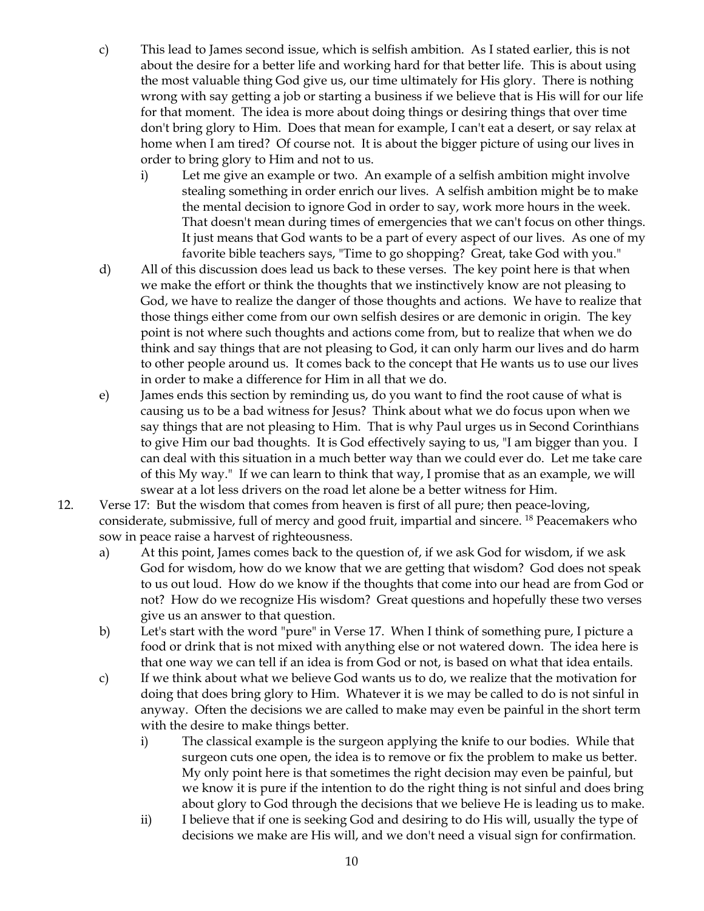c) This lead to James second issue, which is selfish ambition. As I stated earlier, this is not about the desire for a better life and working hard for that better life. This is about using the most valuable thing God give us, our time ultimately for His glory. There is nothing wrong with say getting a job or starting a business if we believe that is His will for our life for that moment. The idea is more about doing things or desiring things that over time don't bring glory to Him. Does that mean for example, I can't eat a desert, or say relax at home when I am tired? Of course not. It is about the bigger picture of using our lives in order to bring glory to Him and not to us.

   i) Let me give an example or two. An example of a selfish ambition might involve stealing something in order enrich our lives. A selfish ambition might be to make the mental decision to ignore God in order to say, work more hours in the week. That doesn't mean during times of emergencies that we can't focus on other things. It just means that God wants to be a part of every aspect of our lives. As one of my favorite bible teachers says, "Time to go shopping? Great, take God with you."

d) All of this discussion does lead us back to these verses. The key point here is that when we make the effort or think the thoughts that we instinctively know are not pleasing to God, we have to realize the danger of those thoughts and actions. We have to realize that those things either come from our own selfish desires or are demonic in origin. The key point is not where such thoughts and actions come from, but to realize that when we do think and say things that are not pleasing to God, it can only harm our lives and do harm to other people around us. It comes back to the concept that He wants us to use our lives in order to make a difference for Him in all that we do.

e) James ends this section by reminding us, do you want to find the root cause of what is causing us to be a bad witness for Jesus? Think about what we do focus upon when we say things that are not pleasing to Him. That is why Paul urges us in Second Corinthians to give Him our bad thoughts. It is God effectively saying to us, "I am bigger than you. I can deal with this situation in a much better way than we could ever do. Let me take care of this My way." If we can learn to think that way, I promise that as an example, we will swear at a lot less drivers on the road let alone be a better witness for Him.

12. Verse 17: But the wisdom that comes from heaven is first of all pure; then peace-loving, considerate, submissive, full of mercy and good fruit, impartial and sincere. [18] Peacemakers who sow in peace raise a harvest of righteousness.

   a) At this point, James comes back to the question of, if we ask God for wisdom, if we ask God for wisdom, how do we know that we are getting that wisdom? God does not speak to us out loud. How do we know if the thoughts that come into our head are from God or not? How do we recognize His wisdom? Great questions and hopefully these two verses give us an answer to that question.

   b) Let's start with the word "pure" in Verse 17. When I think of something pure, I picture a food or drink that is not mixed with anything else or not watered down. The idea here is that one way we can tell if an idea is from God or not, is based on what that idea entails.

   c) If we think about what we believe God wants us to do, we realize that the motivation for doing that does bring glory to Him. Whatever it is we may be called to do is not sinful in anyway. Often the decisions we are called to make may even be painful in the short term with the desire to make things better.

      i) The classical example is the surgeon applying the knife to our bodies. While that surgeon cuts one open, the idea is to remove or fix the problem to make us better. My only point here is that sometimes the right decision may even be painful, but we know it is pure if the intention to do the right thing is not sinful and does bring about glory to God through the decisions that we believe He is leading us to make.

      ii) I believe that if one is seeking God and desiring to do His will, usually the type of decisions we make are His will, and we don't need a visual sign for confirmation.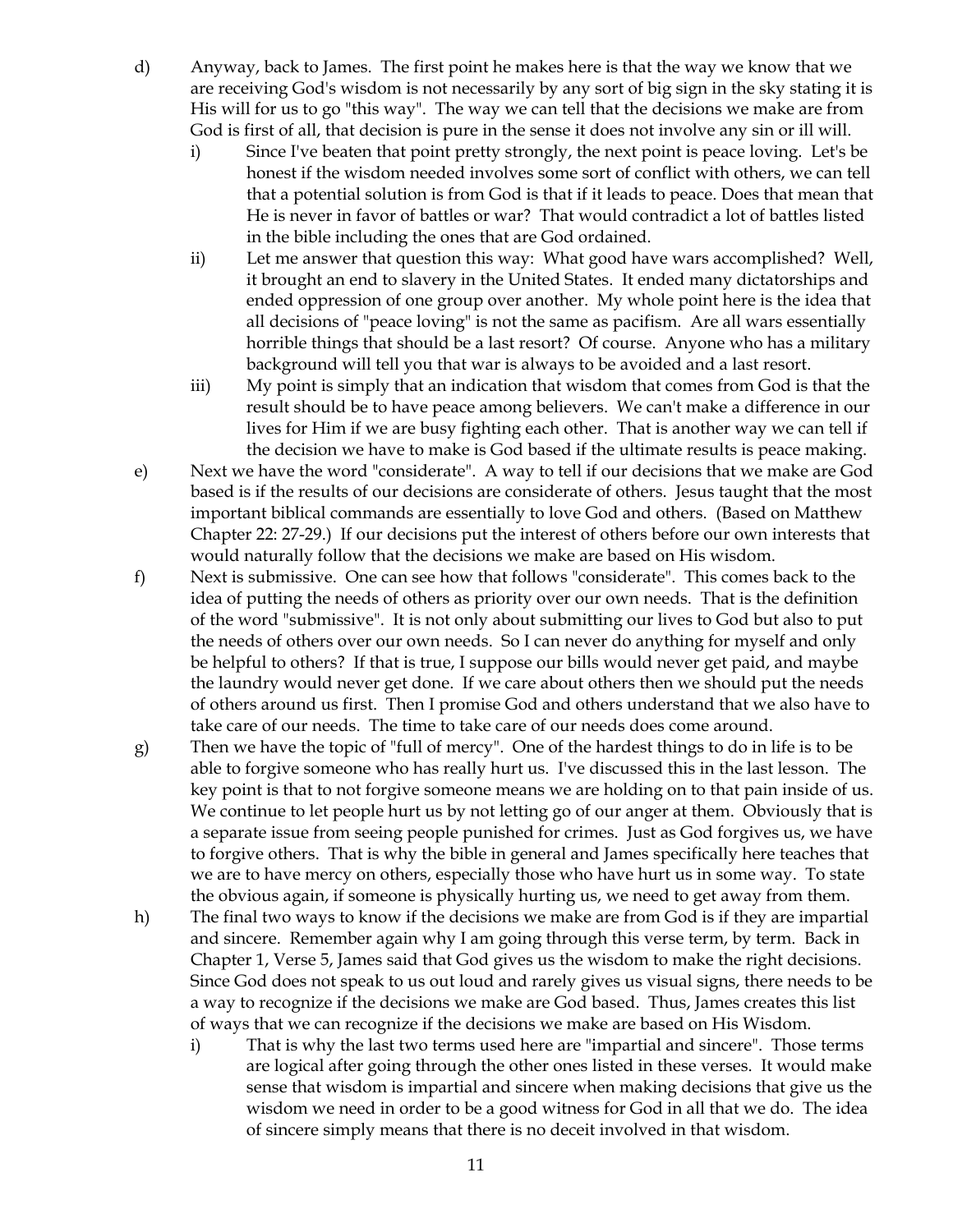d) Anyway, back to James. The first point he makes here is that the way we know that we are receiving God's wisdom is not necessarily by any sort of big sign in the sky stating it is His will for us to go "this way". The way we can tell that the decisions we make are from God is first of all, that decision is pure in the sense it does not involve any sin or ill will.

   i) Since I've beaten that point pretty strongly, the next point is peace loving. Let's be honest if the wisdom needed involves some sort of conflict with others, we can tell that a potential solution is from God is that if it leads to peace. Does that mean that He is never in favor of battles or war? That would contradict a lot of battles listed in the bible including the ones that are God ordained.

   ii) Let me answer that question this way: What good have wars accomplished? Well, it brought an end to slavery in the United States. It ended many dictatorships and ended oppression of one group over another. My whole point here is the idea that all decisions of "peace loving" is not the same as pacifism. Are all wars essentially horrible things that should be a last resort? Of course. Anyone who has a military background will tell you that war is always to be avoided and a last resort.

   iii) My point is simply that an indication that wisdom that comes from God is that the result should be to have peace among believers. We can't make a difference in our lives for Him if we are busy fighting each other. That is another way we can tell if the decision we have to make is God based if the ultimate results is peace making.

e) Next we have the word "considerate". A way to tell if our decisions that we make are God based is if the results of our decisions are considerate of others. Jesus taught that the most important biblical commands are essentially to love God and others. (Based on Matthew Chapter 22: 27-29.) If our decisions put the interest of others before our own interests that would naturally follow that the decisions we make are based on His wisdom.

f) Next is submissive. One can see how that follows "considerate". This comes back to the idea of putting the needs of others as priority over our own needs. That is the definition of the word "submissive". It is not only about submitting our lives to God but also to put the needs of others over our own needs. So I can never do anything for myself and only be helpful to others? If that is true, I suppose our bills would never get paid, and maybe the laundry would never get done. If we care about others then we should put the needs of others around us first. Then I promise God and others understand that we also have to take care of our needs. The time to take care of our needs does come around.

g) Then we have the topic of "full of mercy". One of the hardest things to do in life is to be able to forgive someone who has really hurt us. I've discussed this in the last lesson. The key point is that to not forgive someone means we are holding on to that pain inside of us. We continue to let people hurt us by not letting go of our anger at them. Obviously that is a separate issue from seeing people punished for crimes. Just as God forgives us, we have to forgive others. That is why the bible in general and James specifically here teaches that we are to have mercy on others, especially those who have hurt us in some way. To state the obvious again, if someone is physically hurting us, we need to get away from them.

h) The final two ways to know if the decisions we make are from God is if they are impartial and sincere. Remember again why I am going through this verse term, by term. Back in Chapter 1, Verse 5, James said that God gives us the wisdom to make the right decisions. Since God does not speak to us out loud and rarely gives us visual signs, there needs to be a way to recognize if the decisions we make are God based. Thus, James creates this list of ways that we can recognize if the decisions we make are based on His Wisdom.

   i) That is why the last two terms used here are "impartial and sincere". Those terms are logical after going through the other ones listed in these verses. It would make sense that wisdom is impartial and sincere when making decisions that give us the wisdom we need in order to be a good witness for God in all that we do. The idea of sincere simply means that there is no deceit involved in that wisdom.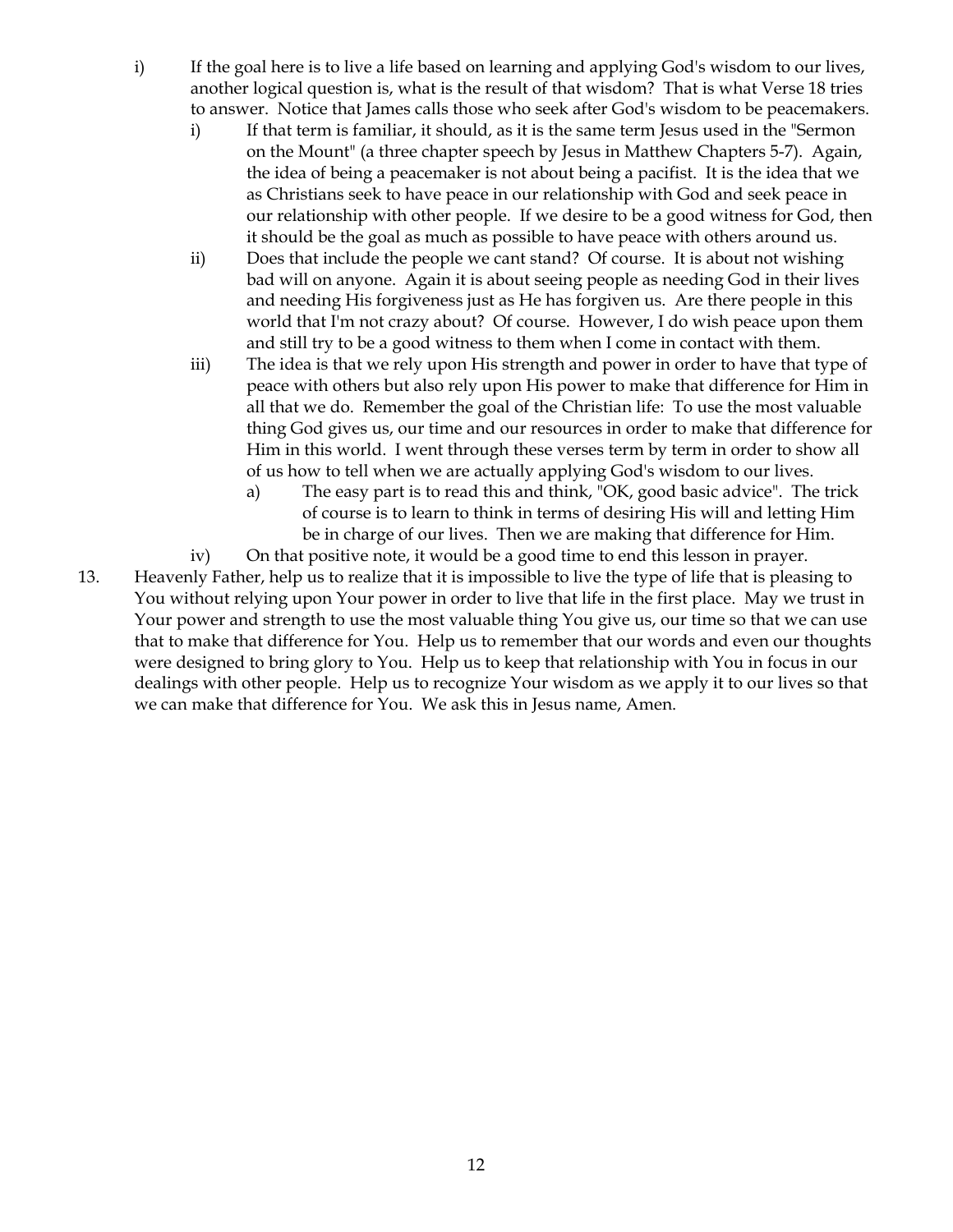i) If the goal here is to live a life based on learning and applying God's wisdom to our lives, another logical question is, what is the result of that wisdom? That is what Verse 18 tries to answer. Notice that James calls those who seek after God's wisdom to be peacemakers.

   i) If that term is familiar, it should, as it is the same term Jesus used in the "Sermon on the Mount" (a three chapter speech by Jesus in Matthew Chapters 5-7). Again, the idea of being a peacemaker is not about being a pacifist. It is the idea that we as Christians seek to have peace in our relationship with God and seek peace in our relationship with other people. If we desire to be a good witness for God, then it should be the goal as much as possible to have peace with others around us.

   ii) Does that include the people we cant stand? Of course. It is about not wishing bad will on anyone. Again it is about seeing people as needing God in their lives and needing His forgiveness just as He has forgiven us. Are there people in this world that I'm not crazy about? Of course. However, I do wish peace upon them and still try to be a good witness to them when I come in contact with them.

   iii) The idea is that we rely upon His strength and power in order to have that type of peace with others but also rely upon His power to make that difference for Him in all that we do. Remember the goal of the Christian life: To use the most valuable thing God gives us, our time and our resources in order to make that difference for Him in this world. I went through these verses term by term in order to show all of us how to tell when we are actually applying God's wisdom to our lives.

      a) The easy part is to read this and think, "OK, good basic advice". The trick of course is to learn to think in terms of desiring His will and letting Him be in charge of our lives. Then we are making that difference for Him.

   iv) On that positive note, it would be a good time to end this lesson in prayer.

13. Heavenly Father, help us to realize that it is impossible to live the type of life that is pleasing to You without relying upon Your power in order to live that life in the first place. May we trust in Your power and strength to use the most valuable thing You give us, our time so that we can use that to make that difference for You. Help us to remember that our words and even our thoughts were designed to bring glory to You. Help us to keep that relationship with You in focus in our dealings with other people. Help us to recognize Your wisdom as we apply it to our lives so that we can make that difference for You. We ask this in Jesus name, Amen.